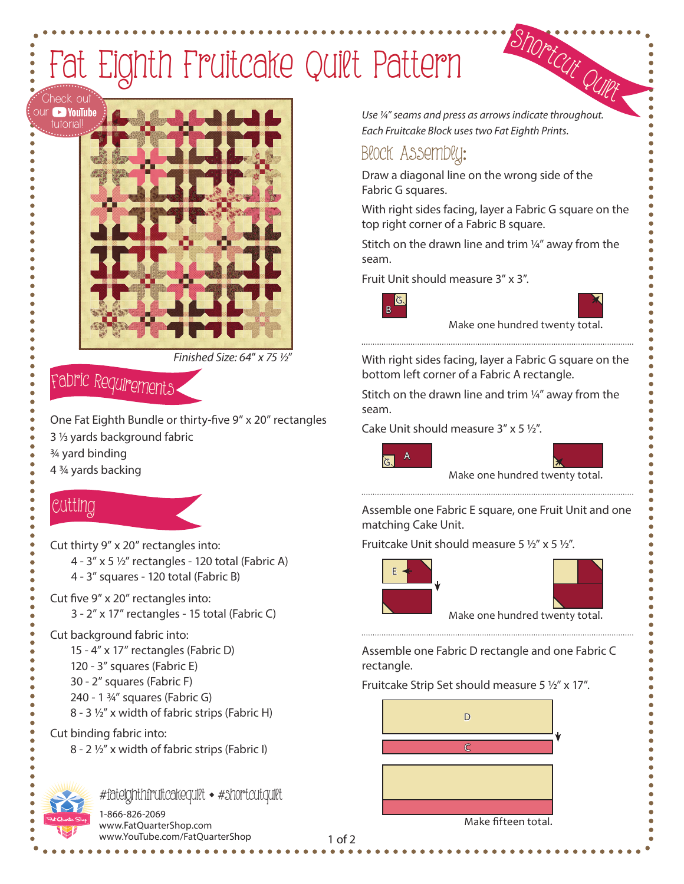# Fat Eighth Fruitcake Quilt Pattern

Shortcut Quilt

Check out our YouTube tutorial!

*Finished Size: 64" x 75 ½"*

## Fabric Requirements

One Fat Eighth Bundle or thirty-five 9" x 20" rectangles
3 ⅓ yards background fabric
¾ yard binding
4 ¾ yards backing

## Cutting

Cut thirty 9" x 20" rectangles into:
- 4 - 3" x 5 ½" rectangles - 120 total (Fabric A)
- 4 - 3" squares - 120 total (Fabric B)

Cut five 9" x 20" rectangles into:
- 3 - 2" x 17" rectangles - 15 total (Fabric C)

Cut background fabric into:
- 15 - 4" x 17" rectangles (Fabric D)
- 120 - 3" squares (Fabric E)
- 30 - 2" squares (Fabric F)
- 240 - 1 ¾" squares (Fabric G)
- 8 - 3 ½" x width of fabric strips (Fabric H)

Cut binding fabric into:
- 8 - 2 ½" x width of fabric strips (Fabric I)

#fateighthfruitcakequilt • #shortcutquilt

1-866-826-2069
www.FatQuarterShop.com
www.YouTube.com/FatQuarterShop

*Use ¼" seams and press as arrows indicate throughout.*
*Each Fruitcake Block uses two Fat Eighth Prints.*

## Block Assembly:

Draw a diagonal line on the wrong side of the Fabric G squares.

With right sides facing, layer a Fabric G square on the top right corner of a Fabric B square.

Stitch on the drawn line and trim ¼" away from the seam.

Fruit Unit should measure 3" x 3".

Make one hundred twenty total.

With right sides facing, layer a Fabric G square on the bottom left corner of a Fabric A rectangle.

Stitch on the drawn line and trim ¼" away from the seam.

Cake Unit should measure 3" x 5 ½".

Make one hundred twenty total.

Assemble one Fabric E square, one Fruit Unit and one matching Cake Unit.

Fruitcake Unit should measure 5 ½" x 5 ½".

Make one hundred twenty total.

Assemble one Fabric D rectangle and one Fabric C rectangle.

Fruitcake Strip Set should measure 5 ½" x 17".

Make fifteen total.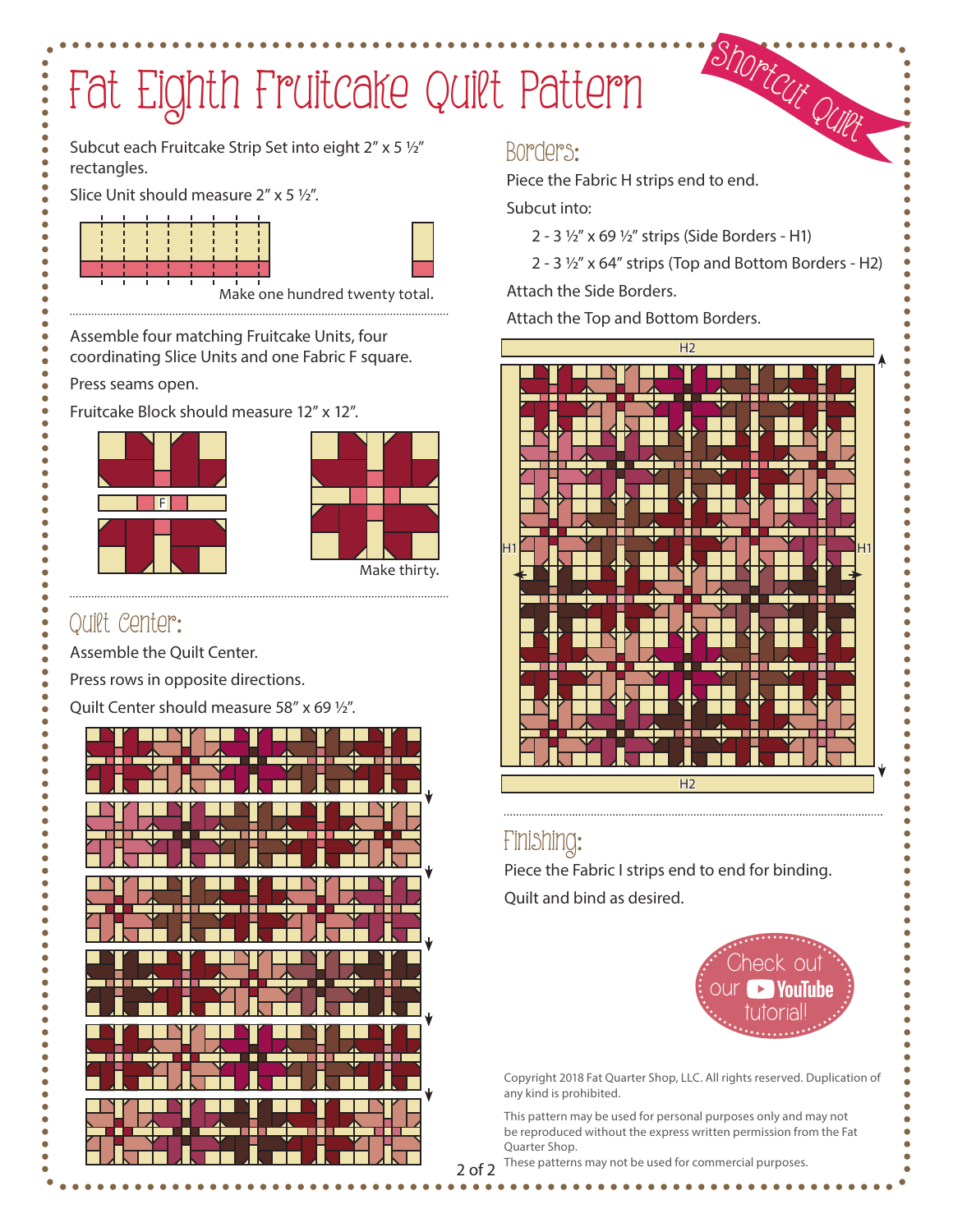# Fat Eighth Fruitcake Quilt Pattern

Shortcut Quilt

Subcut each Fruitcake Strip Set into eight 2" x 5 ½" rectangles.

Slice Unit should measure 2" x 5 ½".

Make one hundred twenty total.

Assemble four matching Fruitcake Units, four coordinating Slice Units and one Fabric F square.

Press seams open.

Fruitcake Block should measure 12" x 12".

F

Make thirty.

## Quilt Center:

Assemble the Quilt Center.

Press rows in opposite directions.

Quilt Center should measure 58" x 69 ½".

## Borders:

Piece the Fabric H strips end to end.

Subcut into:

- 2 - 3 ½" x 69 ½" strips (Side Borders - H1)
- 2 - 3 ½" x 64" strips (Top and Bottom Borders - H2)

Attach the Side Borders.

Attach the Top and Bottom Borders.

H2

H1

H1

H2

## Finishing:

Piece the Fabric I strips end to end for binding.

Quilt and bind as desired.

Check out our YouTube tutorial!

Copyright 2018 Fat Quarter Shop, LLC. All rights reserved. Duplication of any kind is prohibited.

This pattern may be used for personal purposes only and may not be reproduced without the express written permission from the Fat Quarter Shop.

These patterns may not be used for commercial purposes.